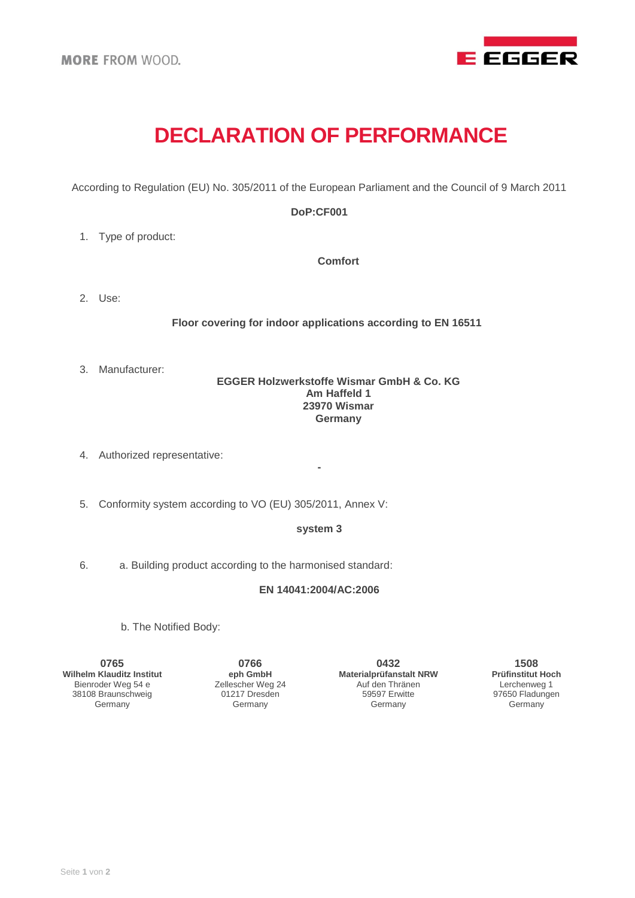MORE FROM WOOD.

EGGER

# DECLARATION OF PERFORMANCE

According to Regulation (EU) No. 305/2011 of the European Parliament and the Council of 9 March 2011

**DoP:CF001**

1. Type of product:

**Comfort**

2. Use:

**Floor covering for indoor applications according to EN 16511**

3. Manufacturer:

**EGGER Holzwerkstoffe Wismar GmbH & Co. KG**
**Am Haffeld 1**
**23970 Wismar**
**Germany**

4. Authorized representative:

**-**

5. Conformity system according to VO (EU) 305/2011, Annex V:

**system 3**

6. a. Building product according to the harmonised standard:

**EN 14041:2004/AC:2006**

b. The Notified Body:

| **0765** | **0766** | **0432** | **1508** |
|---|---|---|---|
| **Wilhelm Klauditz Institut** | **eph GmbH** | **Materialprüfanstalt NRW** | **Prüfinstitut Hoch** |
| Bienroder Weg 54 e | Zellescher Weg 24 | Auf den Thränen | Lerchenweg 1 |
| 38108 Braunschweig | 01217 Dresden | 59597 Erwitte | 97650 Fladungen |
| Germany | Germany | Germany | Germany |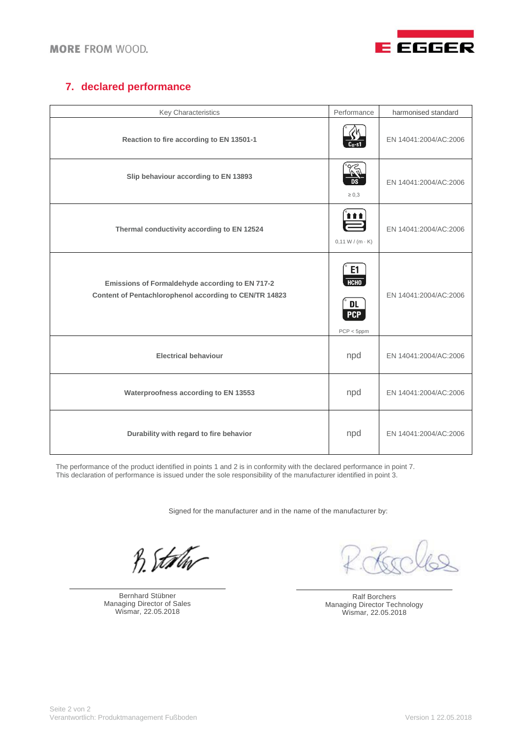## 7. declared performance

| Key Characteristics | Performance | harmonised standard |
|---|---|---|
| **Reaction to fire according to EN 13501-1** | $C_{fl}$-s1 | EN 14041:2004/AC:2006 |
| **Slip behaviour according to EN 13893** | DS ≥ 0,3 | EN 14041:2004/AC:2006 |
| **Thermal conductivity according to EN 12524** | 0,11 W / (m · K) | EN 14041:2004/AC:2006 |
| **Emissions of Formaldehyde according to EN 717-2** **Content of Pentachlorophenol according to CEN/TR 14823** | E1 HCHO DL PCP PCP < 5ppm | EN 14041:2004/AC:2006 |
| **Electrical behaviour** | npd | EN 14041:2004/AC:2006 |
| **Waterproofness according to EN 13553** | npd | EN 14041:2004/AC:2006 |
| **Durability with regard to fire behavior** | npd | EN 14041:2004/AC:2006 |

The performance of the product identified in points 1 and 2 is in conformity with the declared performance in point 7.
This declaration of performance is issued under the sole responsibility of the manufacturer identified in point 3.

Signed for the manufacturer and in the name of the manufacturer by:

Bernhard Stübner
Managing Director of Sales
Wismar, 22.05.2018

Ralf Borchers
Managing Director Technology
Wismar, 22.05.2018

Verantwortlich: Produktmanagement Fußboden

Version 1 22.05.2018